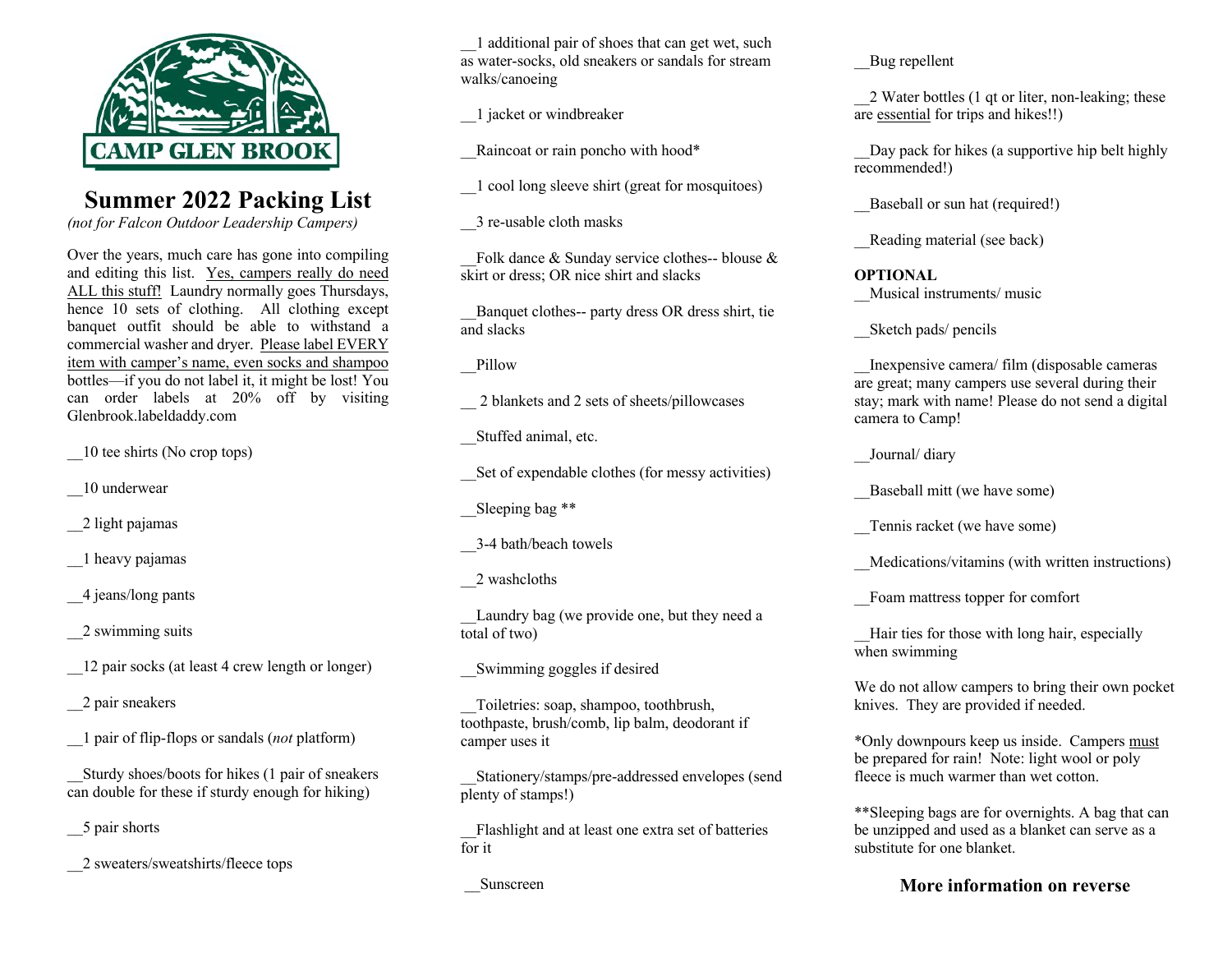CAMP GLEN BROOK

# Summer 2022 Packing List

*(not for Falcon Outdoor Leadership Campers)*

Over the years, much care has gone into compiling and editing this list. <u>Yes, campers really do need ALL this stuff!</u> Laundry normally goes Thursdays, hence 10 sets of clothing. All clothing except banquet outfit should be able to withstand a commercial washer and dryer. <u>Please label EVERY item with camper's name, even socks and shampoo</u> bottles—if you do not label it, it might be lost! You can order labels at 20% off by visiting Glenbrook.labeldaddy.com

__10 tee shirts (No crop tops)

__10 underwear

__2 light pajamas

__1 heavy pajamas

__4 jeans/long pants

__2 swimming suits

__12 pair socks (at least 4 crew length or longer)

__2 pair sneakers

__1 pair of flip-flops or sandals (*not* platform)

__Sturdy shoes/boots for hikes (1 pair of sneakers can double for these if sturdy enough for hiking)

__5 pair shorts

__2 sweaters/sweatshirts/fleece tops

__1 additional pair of shoes that can get wet, such as water-socks, old sneakers or sandals for stream walks/canoeing

__1 jacket or windbreaker

__Raincoat or rain poncho with hood*

__1 cool long sleeve shirt (great for mosquitoes)

__3 re-usable cloth masks

__Folk dance & Sunday service clothes-- blouse & skirt or dress; OR nice shirt and slacks

__Banquet clothes-- party dress OR dress shirt, tie and slacks

__Pillow

__ 2 blankets and 2 sets of sheets/pillowcases

__Stuffed animal, etc.

__Set of expendable clothes (for messy activities)

__Sleeping bag **

__3-4 bath/beach towels

__2 washcloths

__Laundry bag (we provide one, but they need a total of two)

__Swimming goggles if desired

__Toiletries: soap, shampoo, toothbrush, toothpaste, brush/comb, lip balm, deodorant if camper uses it

__Stationery/stamps/pre-addressed envelopes (send plenty of stamps!)

__Flashlight and at least one extra set of batteries for it

__Sunscreen

__Bug repellent

__2 Water bottles (1 qt or liter, non-leaking; these are <u>essential</u> for trips and hikes!!)

__Day pack for hikes (a supportive hip belt highly recommended!)

__Baseball or sun hat (required!)

__Reading material (see back)

**OPTIONAL**

__Musical instruments/ music

__Sketch pads/ pencils

__Inexpensive camera/ film (disposable cameras are great; many campers use several during their stay; mark with name! Please do not send a digital camera to Camp!

__Journal/ diary

__Baseball mitt (we have some)

__Tennis racket (we have some)

__Medications/vitamins (with written instructions)

__Foam mattress topper for comfort

__Hair ties for those with long hair, especially when swimming

We do not allow campers to bring their own pocket knives. They are provided if needed.

*Only downpours keep us inside. Campers <u>must</u> be prepared for rain! Note: light wool or poly fleece is much warmer than wet cotton.

**Sleeping bags are for overnights. A bag that can be unzipped and used as a blanket can serve as a substitute for one blanket.

**More information on reverse**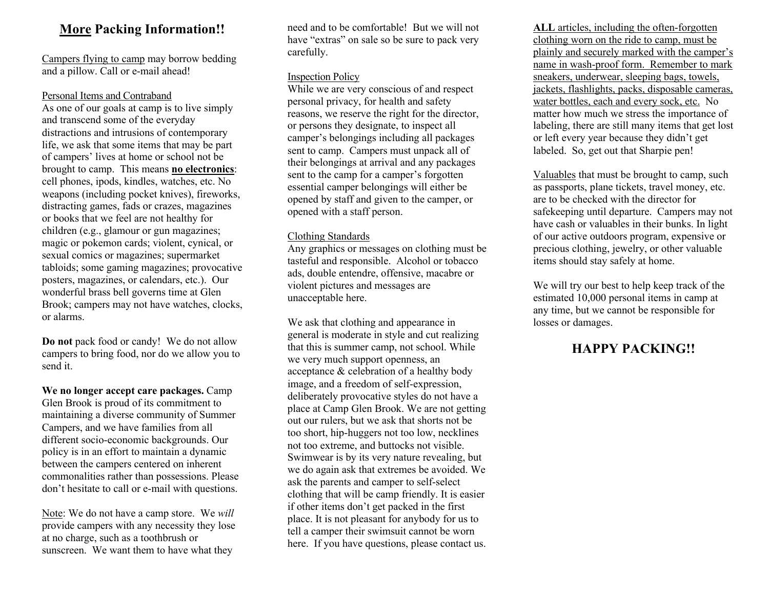# <u>More</u> Packing Information!!

<u>Campers flying to camp</u> may borrow bedding and a pillow. Call or e-mail ahead!

<u>Personal Items and Contraband</u>
As one of our goals at camp is to live simply and transcend some of the everyday distractions and intrusions of contemporary life, we ask that some items that may be part of campers' lives at home or school not be brought to camp. This means **<u>no electronics</u>**: cell phones, ipods, kindles, watches, etc. No weapons (including pocket knives), fireworks, distracting games, fads or crazes, magazines or books that we feel are not healthy for children (e.g., glamour or gun magazines; magic or pokemon cards; violent, cynical, or sexual comics or magazines; supermarket tabloids; some gaming magazines; provocative posters, magazines, or calendars, etc.). Our wonderful brass bell governs time at Glen Brook; campers may not have watches, clocks, or alarms.

**Do not** pack food or candy! We do not allow campers to bring food, nor do we allow you to send it.

**We no longer accept care packages.** Camp Glen Brook is proud of its commitment to maintaining a diverse community of Summer Campers, and we have families from all different socio-economic backgrounds. Our policy is in an effort to maintain a dynamic between the campers centered on inherent commonalities rather than possessions. Please don't hesitate to call or e-mail with questions.

<u>Note</u>: We do not have a camp store. We *will* provide campers with any necessity they lose at no charge, such as a toothbrush or sunscreen. We want them to have what they need and to be comfortable! But we will not have "extras" on sale so be sure to pack very carefully.

<u>Inspection Policy</u>
While we are very conscious of and respect personal privacy, for health and safety reasons, we reserve the right for the director, or persons they designate, to inspect all camper's belongings including all packages sent to camp. Campers must unpack all of their belongings at arrival and any packages sent to the camp for a camper's forgotten essential camper belongings will either be opened by staff and given to the camper, or opened with a staff person.

<u>Clothing Standards</u>
Any graphics or messages on clothing must be tasteful and responsible. Alcohol or tobacco ads, double entendre, offensive, macabre or violent pictures and messages are unacceptable here.

We ask that clothing and appearance in general is moderate in style and cut realizing that this is summer camp, not school. While we very much support openness, an acceptance & celebration of a healthy body image, and a freedom of self-expression, deliberately provocative styles do not have a place at Camp Glen Brook. We are not getting out our rulers, but we ask that shorts not be too short, hip-huggers not too low, necklines not too extreme, and buttocks not visible. Swimwear is by its very nature revealing, but we do again ask that extremes be avoided. We ask the parents and camper to self-select clothing that will be camp friendly. It is easier if other items don't get packed in the first place. It is not pleasant for anybody for us to tell a camper their swimsuit cannot be worn here. If you have questions, please contact us.

<u>**ALL** articles, including the often-forgotten clothing worn on the ride to camp, must be plainly and securely marked with the camper's name in wash-proof form. Remember to mark sneakers, underwear, sleeping bags, towels, jackets, flashlights, packs, disposable cameras, water bottles, each and every sock, etc.</u> No matter how much we stress the importance of labeling, there are still many items that get lost or left every year because they didn't get labeled. So, get out that Sharpie pen!

<u>Valuables</u> that must be brought to camp, such as passports, plane tickets, travel money, etc. are to be checked with the director for safekeeping until departure. Campers may not have cash or valuables in their bunks. In light of our active outdoors program, expensive or precious clothing, jewelry, or other valuable items should stay safely at home.

We will try our best to help keep track of the estimated 10,000 personal items in camp at any time, but we cannot be responsible for losses or damages.

## HAPPY PACKING!!